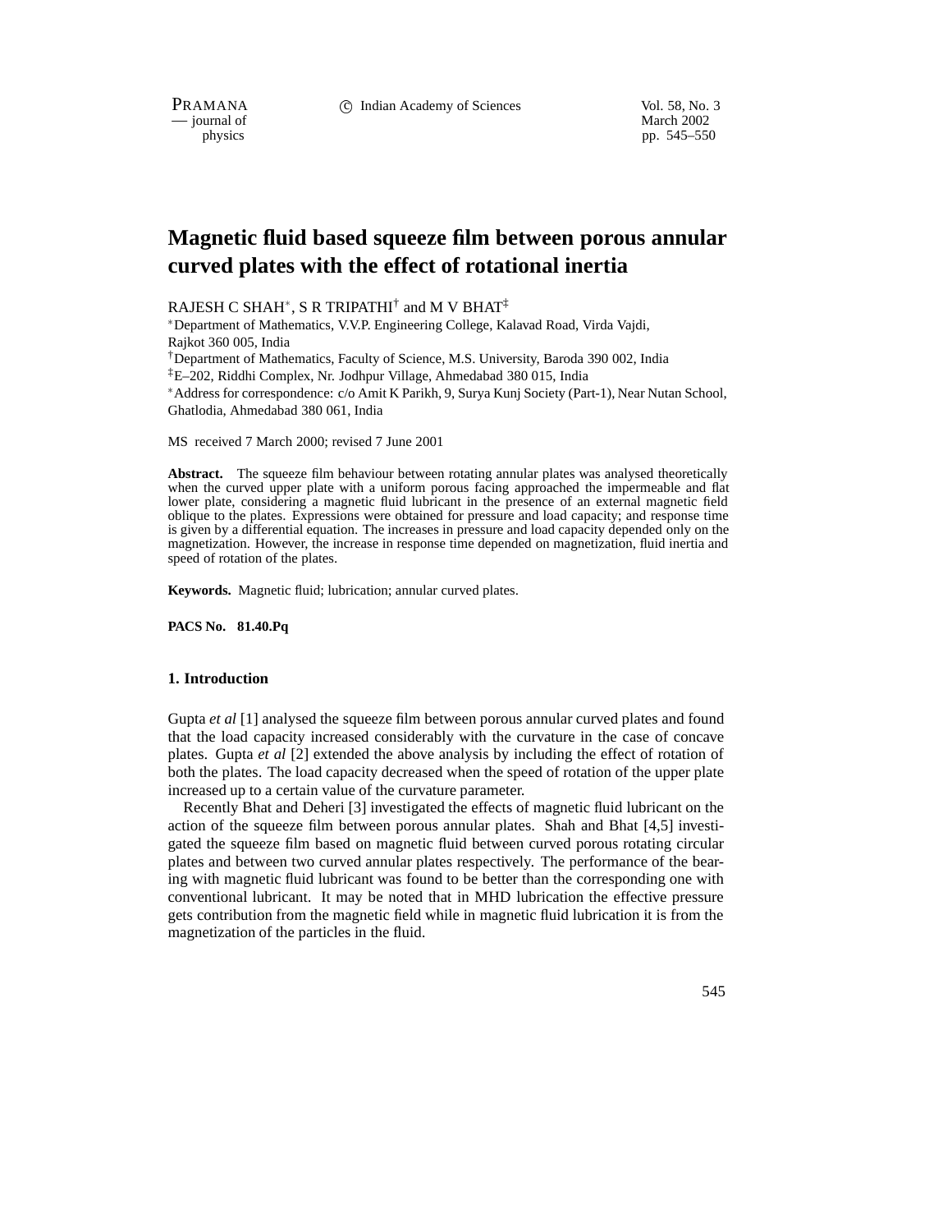# Magnetic fluid based squeeze film between porous annular curved plates with the effect of rotational inertia

RAJESH C SHAH*, S R TRIPATHI† and M V BHAT‡

*Department of Mathematics, V.V.P. Engineering College, Kalavad Road, Virda Vajdi, Rajkot 360 005, India

†Department of Mathematics, Faculty of Science, M.S. University, Baroda 390 002, India

‡E–202, Riddhi Complex, Nr. Jodhpur Village, Ahmedabad 380 015, India

*Address for correspondence: c/o Amit K Parikh, 9, Surya Kunj Society (Part-1), Near Nutan School, Ghatlodia, Ahmedabad 380 061, India

MS received 7 March 2000; revised 7 June 2001

**Abstract.** The squeeze film behaviour between rotating annular plates was analysed theoretically when the curved upper plate with a uniform porous facing approached the impermeable and flat lower plate, considering a magnetic fluid lubricant in the presence of an external magnetic field oblique to the plates. Expressions were obtained for pressure and load capacity; and response time is given by a differential equation. The increases in pressure and load capacity depended only on the magnetization. However, the increase in response time depended on magnetization, fluid inertia and speed of rotation of the plates.

**Keywords.** Magnetic fluid; lubrication; annular curved plates.

**PACS No. 81.40.Pq**

## 1. Introduction

Gupta *et al* [1] analysed the squeeze film between porous annular curved plates and found that the load capacity increased considerably with the curvature in the case of concave plates. Gupta *et al* [2] extended the above analysis by including the effect of rotation of both the plates. The load capacity decreased when the speed of rotation of the upper plate increased up to a certain value of the curvature parameter.

Recently Bhat and Deheri [3] investigated the effects of magnetic fluid lubricant on the action of the squeeze film between porous annular plates. Shah and Bhat [4,5] investigated the squeeze film based on magnetic fluid between curved porous rotating circular plates and between two curved annular plates respectively. The performance of the bearing with magnetic fluid lubricant was found to be better than the corresponding one with conventional lubricant. It may be noted that in MHD lubrication the effective pressure gets contribution from the magnetic field while in magnetic fluid lubrication it is from the magnetization of the particles in the fluid.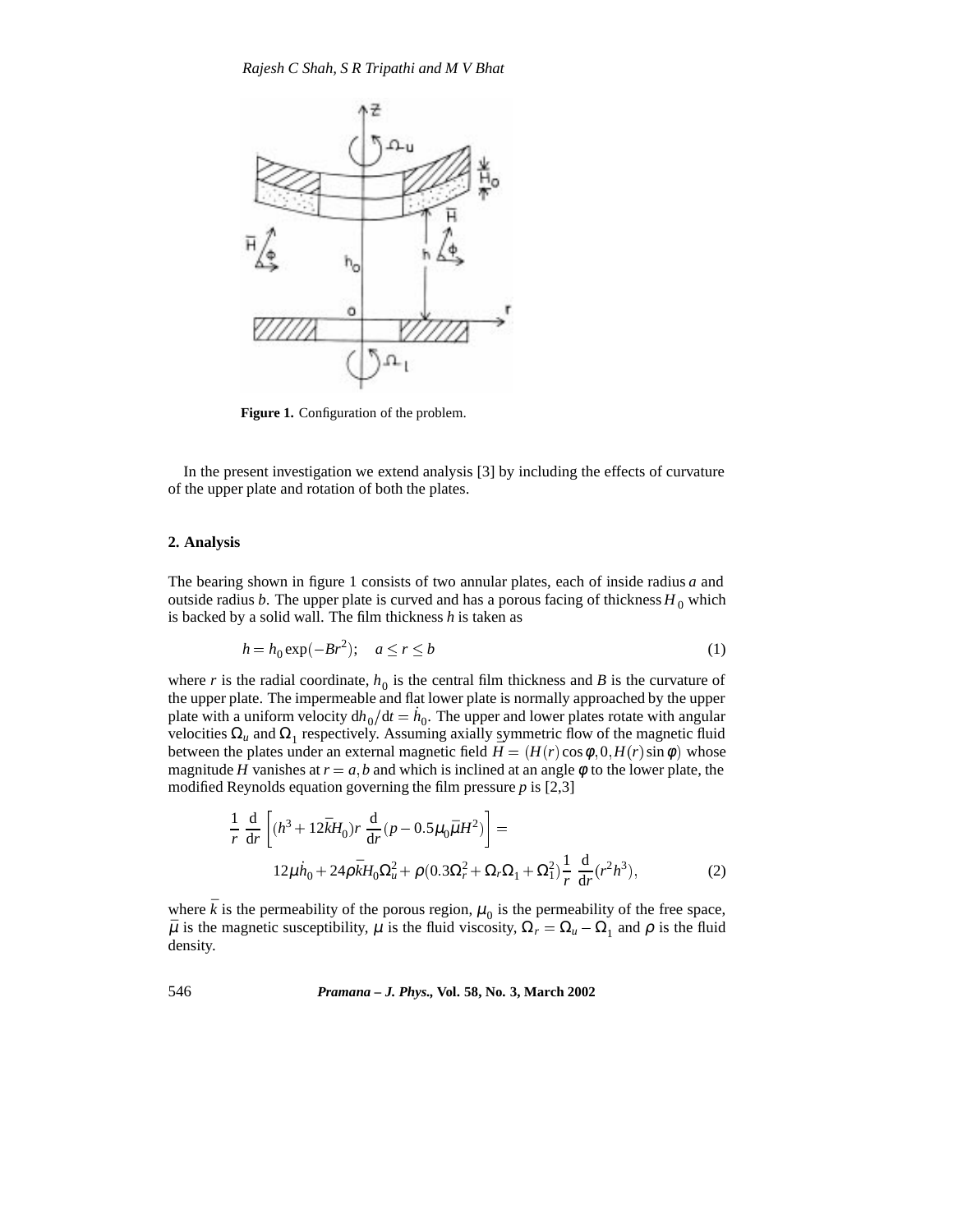**Figure 1.** Configuration of the problem.

In the present investigation we extend analysis [3] by including the effects of curvature of the upper plate and rotation of both the plates.

## 2. Analysis

The bearing shown in figure 1 consists of two annular plates, each of inside radius $a$ and outside radius $b$. The upper plate is curved and has a porous facing of thickness $H_0$ which is backed by a solid wall. The film thickness $h$ is taken as

$$h = h_0 \exp(-Br^2); \quad a \le r \le b \tag{1}$$

where $r$ is the radial coordinate, $h_0$ is the central film thickness and $B$ is the curvature of the upper plate. The impermeable and flat lower plate is normally approached by the upper plate with a uniform velocity $\mathrm{d}h_0/\mathrm{d}t = \dot{h}_0$. The upper and lower plates rotate with angular velocities $\Omega_u$ and $\Omega_1$ respectively. Assuming axially symmetric flow of the magnetic fluid between the plates under an external magnetic field $\bar{H} = (H(r)\cos\phi, 0, H(r)\sin\phi)$ whose magnitude $H$ vanishes at $r = a, b$ and which is inclined at an angle $\phi$ to the lower plate, the modified Reynolds equation governing the film pressure $p$ is [2,3]

$$\frac{1}{r}\frac{\mathrm{d}}{\mathrm{d}r}\left[(h^3 + 12\bar{k}H_0)r\frac{\mathrm{d}}{\mathrm{d}r}(p - 0.5\mu_0\bar{\mu}H^2)\right] = 12\mu\dot{h}_0 + 24\rho\bar{k}H_0\Omega_u^2 + \rho(0.3\Omega_r^2 + \Omega_r\Omega_1 + \Omega_1^2)\frac{1}{r}\frac{\mathrm{d}}{\mathrm{d}r}(r^2h^3), \tag{2}$$

where $\bar{k}$ is the permeability of the porous region, $\mu_0$ is the permeability of the free space, $\bar{\mu}$ is the magnetic susceptibility, $\mu$ is the fluid viscosity, $\Omega_r = \Omega_u - \Omega_1$ and $\rho$ is the fluid density.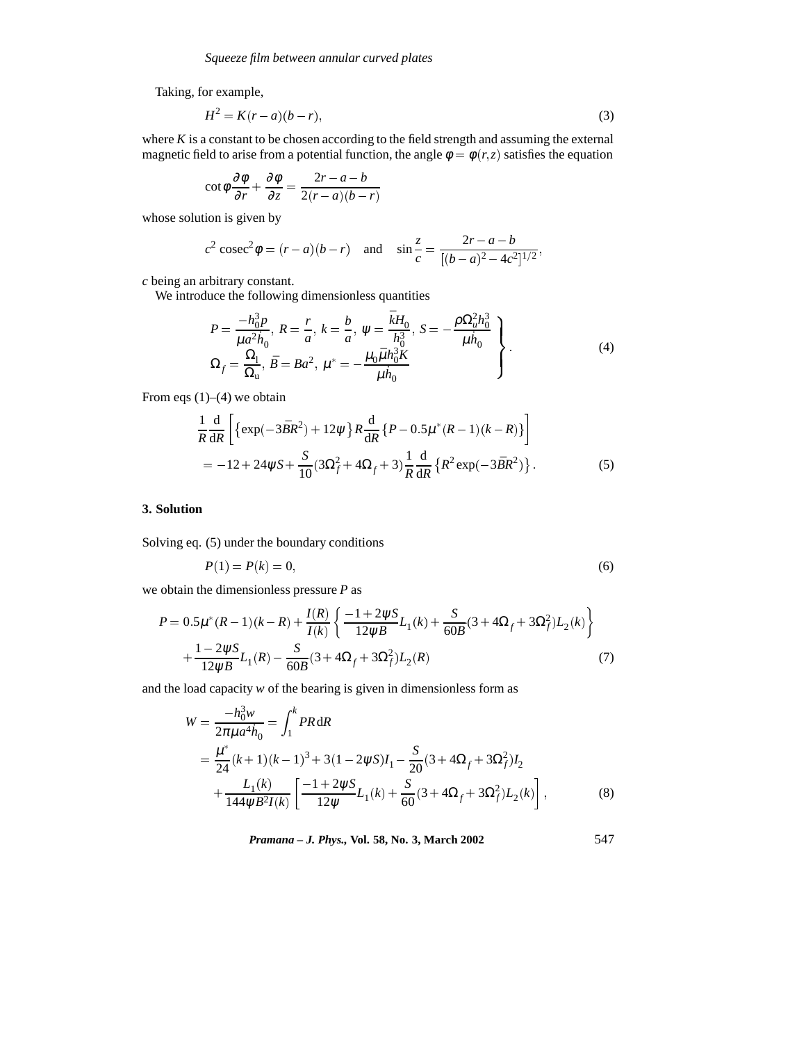Taking, for example,

$$H^2 = K(r-a)(b-r), \tag{3}$$

where $K$ is a constant to be chosen according to the field strength and assuming the external magnetic field to arise from a potential function, the angle $\phi = \phi(r,z)$ satisfies the equation

$$\cot\phi \frac{\partial \phi}{\partial r} + \frac{\partial \phi}{\partial z} = \frac{2r-a-b}{2(r-a)(b-r)}$$

whose solution is given by

$$c^2 \operatorname{cosec}^2\phi = (r-a)(b-r) \quad \text{and} \quad \sin\frac{z}{c} = \frac{2r-a-b}{[(b-a)^2-4c^2]^{1/2}},$$

$c$ being an arbitrary constant.

We introduce the following dimensionless quantities

$$\left.\begin{aligned} &P = \frac{-h_0^3 p}{\mu a^2 \dot{h}_0},\ R = \frac{r}{a},\ k = \frac{b}{a},\ \psi = \frac{\bar{k}H_0}{h_0^3},\ S = -\frac{\rho \Omega_u^2 h_0^3}{\mu \dot{h}_0} \\ &\Omega_f = \frac{\Omega_l}{\Omega_u},\ \bar{B} = Ba^2,\ \mu^* = -\frac{\mu_0 \bar{\mu} h_0^3 K}{\mu \dot{h}_0} \end{aligned}\right\}. \tag{4}$$

From eqs (1)–(4) we obtain

$$\begin{aligned} &\frac{1}{R}\frac{\mathrm{d}}{\mathrm{d}R}\left[\left\{\exp(-3\bar{B}R^2) + 12\psi\right\} R \frac{\mathrm{d}}{\mathrm{d}R}\left\{P - 0.5\mu^*(R-1)(k-R)\right\}\right] \\ &\quad = -12 + 24\psi S + \frac{S}{10}(3\Omega_f^2 + 4\Omega_f + 3)\frac{1}{R}\frac{\mathrm{d}}{\mathrm{d}R}\left\{R^2 \exp(-3\bar{B}R^2)\right\}. \end{aligned} \tag{5}$$

## 3. Solution

Solving eq. (5) under the boundary conditions

$$P(1) = P(k) = 0, \tag{6}$$

we obtain the dimensionless pressure $P$ as

$$\begin{aligned} P = {} & 0.5\mu^*(R-1)(k-R) + \frac{I(R)}{I(k)}\left\{\frac{-1+2\psi S}{12\psi B}L_1(k) + \frac{S}{60B}(3+4\Omega_f+3\Omega_f^2)L_2(k)\right\} \\ & + \frac{1-2\psi S}{12\psi B}L_1(R) - \frac{S}{60B}(3+4\Omega_f+3\Omega_f^2)L_2(R) \end{aligned} \tag{7}$$

and the load capacity $w$ of the bearing is given in dimensionless form as

$$\begin{aligned} W &= \frac{-h_0^3 w}{2\pi\mu a^4 \dot{h}_0} = \int_1^k PR\,\mathrm{d}R \\ &= \frac{\mu^*}{24}(k+1)(k-1)^3 + 3(1-2\psi S)I_1 - \frac{S}{20}(3+4\Omega_f+3\Omega_f^2)I_2 \\ &\quad + \frac{L_1(k)}{144\psi B^2 I(k)}\left[\frac{-1+2\psi S}{12\psi}L_1(k) + \frac{S}{60}(3+4\Omega_f+3\Omega_f^2)L_2(k)\right], \end{aligned} \tag{8}$$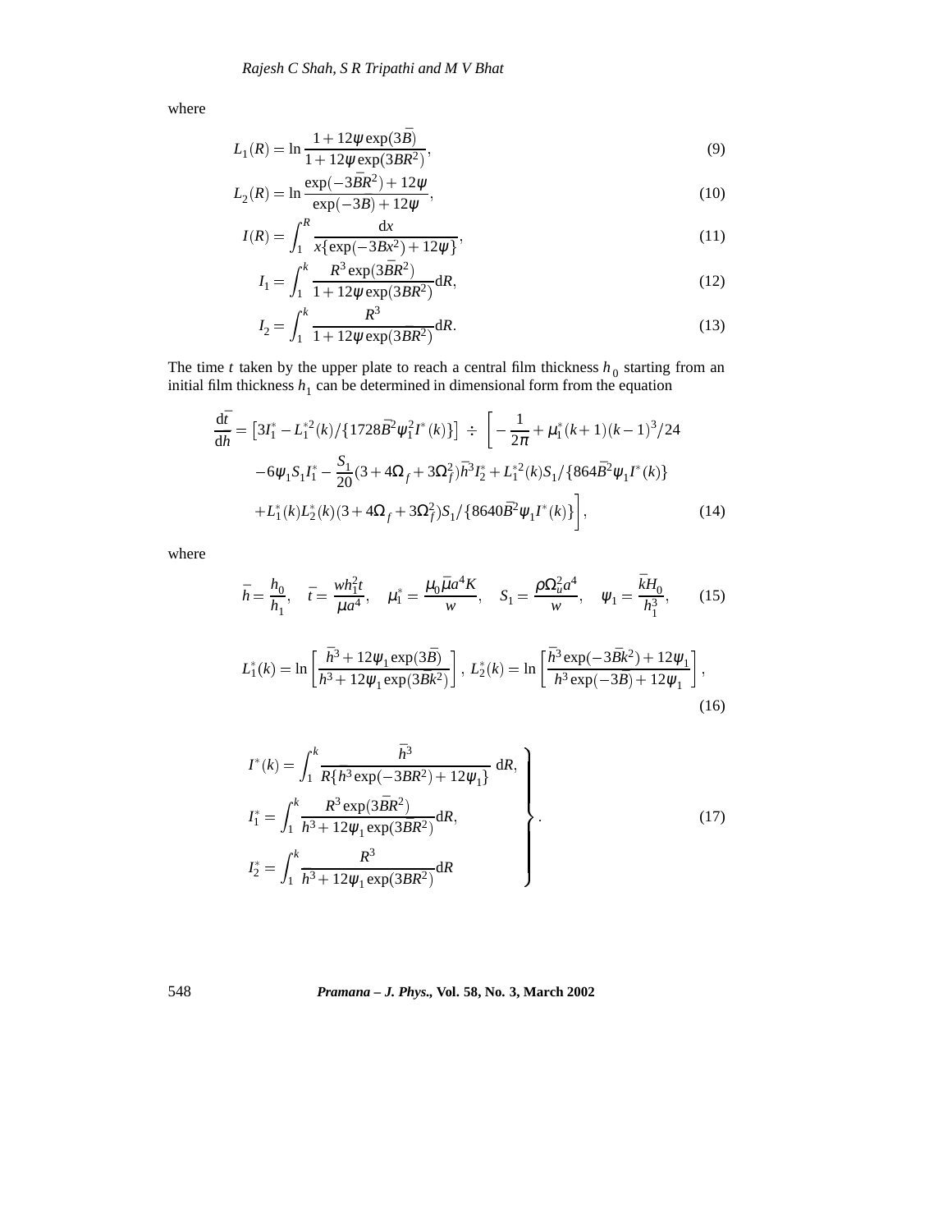where

$$L_1(R) = \ln \frac{1 + 12\psi \exp(3\bar{B})}{1 + 12\psi \exp(3BR^2)}, \tag{9}$$

$$L_2(R) = \ln \frac{\exp(-3\bar{B}R^2) + 12\psi}{\exp(-3B) + 12\psi}, \tag{10}$$

$$I(R) = \int_1^R \frac{\mathrm{d}x}{x\{\exp(-3Bx^2) + 12\psi\}}, \tag{11}$$

$$I_1 = \int_1^k \frac{R^3 \exp(3\bar{B}R^2)}{1 + 12\psi \exp(3BR^2)} \mathrm{d}R, \tag{12}$$

$$I_2 = \int_1^k \frac{R^3}{1 + 12\psi \exp(3BR^2)} \mathrm{d}R. \tag{13}$$

The time $t$ taken by the upper plate to reach a central film thickness $h_0$ starting from an initial film thickness $h_1$ can be determined in dimensional form from the equation

$$\begin{aligned}
\frac{\mathrm{d}\bar{t}}{\mathrm{d}\bar{h}} = {} & \left[3I_1^* - L_1^{*2}(k)/\{1728\bar{B}^2\psi_1^2 I^*(k)\}\right] \div \left[ -\frac{1}{2\pi} + \mu_1^*(k+1)(k-1)^3/24 \right. \\
& -6\psi_1 S_1 I_1^* - \frac{S_1}{20}(3 + 4\Omega_f + 3\Omega_f^2)\bar{h}^3 I_2^* + L_1^{*2}(k) S_1/\{864\bar{B}^2\psi_1 I^*(k)\} \\
& \left. + L_1^*(k) L_2^*(k)(3 + 4\Omega_f + 3\Omega_f^2) S_1/\{8640\bar{B}^2\psi_1 I^*(k)\}\right],
\end{aligned} \tag{14}$$

where

$$\bar{h} = \frac{h_0}{h_1}, \quad \bar{t} = \frac{w h_1^2 t}{\mu a^4}, \quad \mu_1^* = \frac{\mu_0 \bar{\mu} a^4 K}{w}, \quad S_1 = \frac{\rho \Omega_u^2 a^4}{w}, \quad \psi_1 = \frac{\bar{k} H_0}{h_1^3}, \tag{15}$$

$$L_1^*(k) = \ln\left[\frac{\bar{h}^3 + 12\psi_1 \exp(3\bar{B})}{h^3 + 12\psi_1 \exp(3\bar{B}k^2)}\right], \; L_2^*(k) = \ln\left[\frac{\bar{h}^3 \exp(-3\bar{B}k^2) + 12\psi_1}{h^3 \exp(-3\bar{B}) + 12\psi_1}\right], \tag{16}$$

$$\left.
\begin{aligned}
I^*(k) &= \int_1^k \frac{\bar{h}^3}{R\{h^3 \exp(-3BR^2) + 12\psi_1\}} \, \mathrm{d}R, \\
I_1^* &= \int_1^k \frac{R^3 \exp(3\bar{B}R^2)}{h^3 + 12\psi_1 \exp(3BR^2)} \mathrm{d}R, \\
I_2^* &= \int_1^k \frac{R^3}{h^3 + 12\psi_1 \exp(3BR^2)} \mathrm{d}R
\end{aligned}
\right\}. \tag{17}$$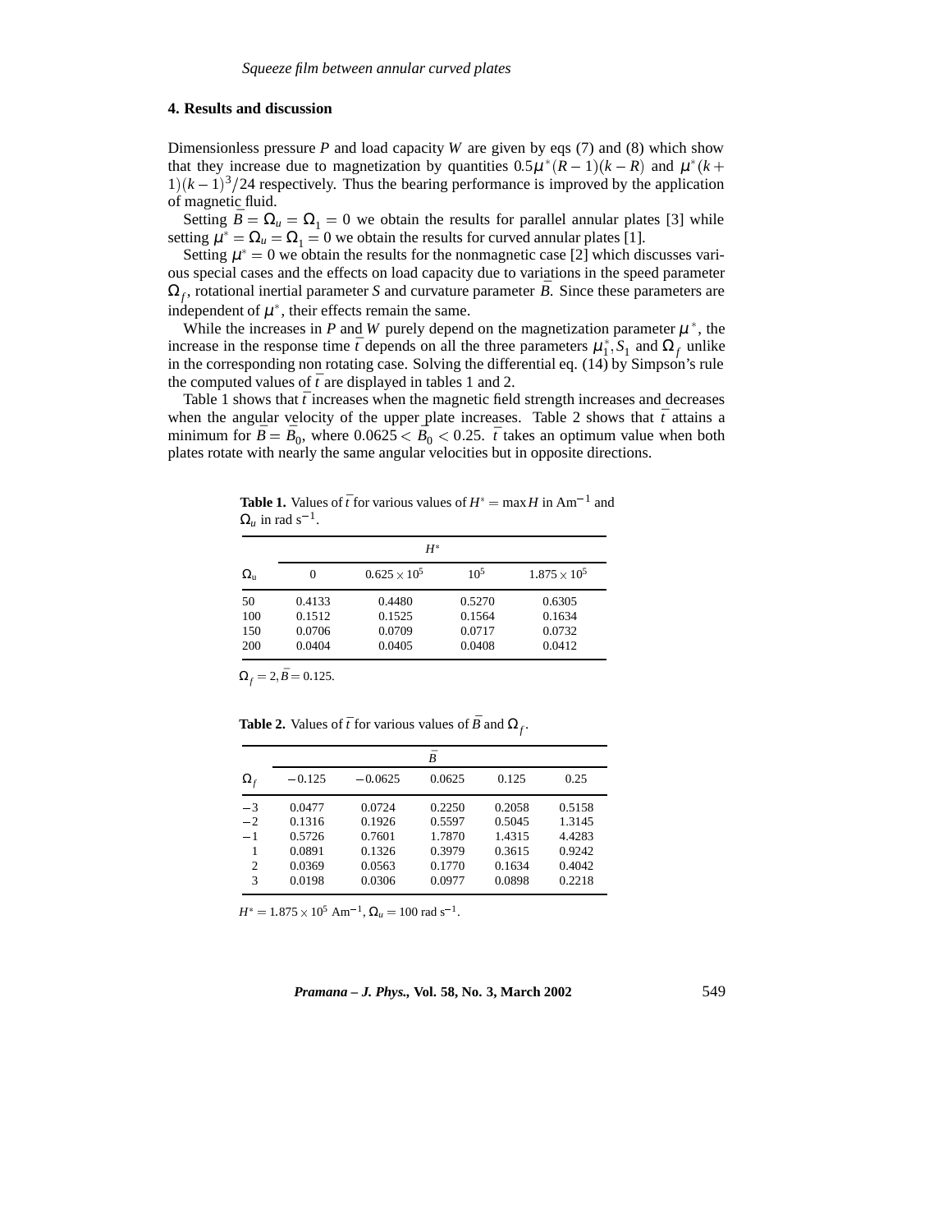## 4. Results and discussion

Dimensionless pressure $P$ and load capacity $W$ are given by eqs (7) and (8) which show that they increase due to magnetization by quantities $0.5\mu^*(R-1)(k-R)$ and $\mu^*(k+1)(k-1)^3/24$ respectively. Thus the bearing performance is improved by the application of magnetic fluid.

Setting $\bar{B} = \Omega_u = \Omega_1 = 0$ we obtain the results for parallel annular plates [3] while setting $\mu^* = \Omega_u = \Omega_1 = 0$ we obtain the results for curved annular plates [1].

Setting $\mu^* = 0$ we obtain the results for the nonmagnetic case [2] which discusses various special cases and the effects on load capacity due to variations in the speed parameter $\Omega_f$, rotational inertial parameter $S$ and curvature parameter $\bar{B}$. Since these parameters are independent of $\mu^*$, their effects remain the same.

While the increases in $P$ and $W$ purely depend on the magnetization parameter $\mu^*$, the increase in the response time $\bar{t}$ depends on all the three parameters $\mu_1^*, S_1$ and $\Omega_f$ unlike in the corresponding non rotating case. Solving the differential eq. (14) by Simpson's rule the computed values of $\bar{t}$ are displayed in tables 1 and 2.

Table 1 shows that $\bar{t}$ increases when the magnetic field strength increases and decreases when the angular velocity of the upper plate increases. Table 2 shows that $\bar{t}$ attains a minimum for $\bar{B} = \bar{B}_0$, where $0.0625 < \bar{B}_0 < 0.25$. $\bar{t}$ takes an optimum value when both plates rotate with nearly the same angular velocities but in opposite directions.

**Table 1.** Values of $\bar{t}$ for various values of $H^* = \max H$ in $\text{Am}^{-1}$ and $\Omega_u$ in rad $\text{s}^{-1}$.

| | $H^*$ | | | |
|---|---|---|---|---|
| $\Omega_u$ | 0 | $0.625 \times 10^5$ | $10^5$ | $1.875 \times 10^5$ |
| 50 | 0.4133 | 0.4480 | 0.5270 | 0.6305 |
| 100 | 0.1512 | 0.1525 | 0.1564 | 0.1634 |
| 150 | 0.0706 | 0.0709 | 0.0717 | 0.0732 |
| 200 | 0.0404 | 0.0405 | 0.0408 | 0.0412 |

$\Omega_f = 2, \bar{B} = 0.125$.

**Table 2.** Values of $\bar{t}$ for various values of $\bar{B}$ and $\Omega_f$.

| | $\bar{B}$ | | | | |
|---|---|---|---|---|---|
| $\Omega_f$ | $-0.125$ | $-0.0625$ | 0.0625 | 0.125 | 0.25 |
| $-3$ | 0.0477 | 0.0724 | 0.2250 | 0.2058 | 0.5158 |
| $-2$ | 0.1316 | 0.1926 | 0.5597 | 0.5045 | 1.3145 |
| $-1$ | 0.5726 | 0.7601 | 1.7870 | 1.4315 | 4.4283 |
| 1 | 0.0891 | 0.1326 | 0.3979 | 0.3615 | 0.9242 |
| 2 | 0.0369 | 0.0563 | 0.1770 | 0.1634 | 0.4042 |
| 3 | 0.0198 | 0.0306 | 0.0977 | 0.0898 | 0.2218 |

$H^* = 1.875 \times 10^5$ $\text{Am}^{-1}$, $\Omega_u = 100$ rad $\text{s}^{-1}$.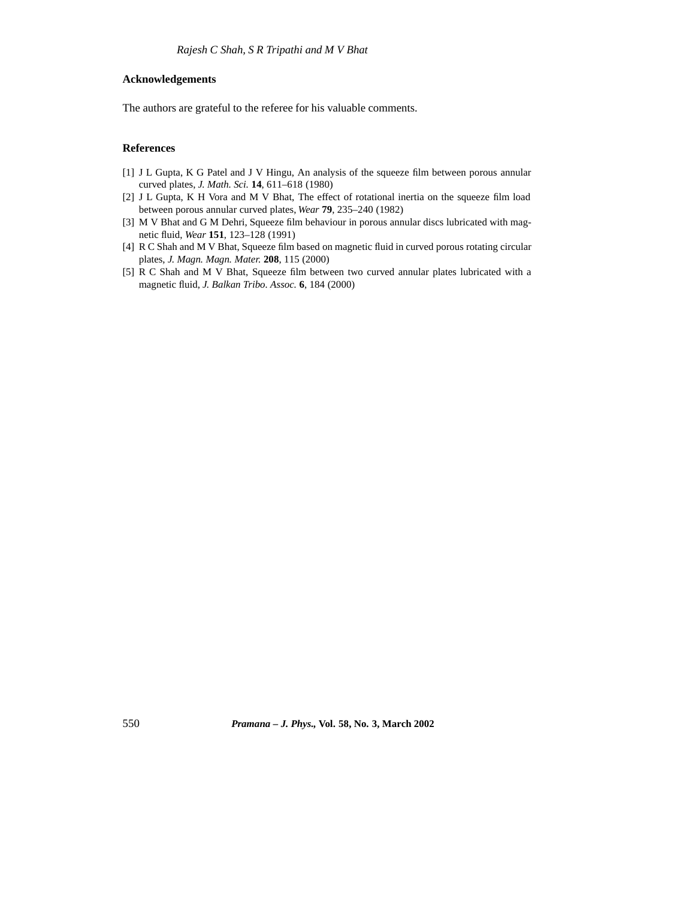## Acknowledgements

The authors are grateful to the referee for his valuable comments.

## References

[1] J L Gupta, K G Patel and J V Hingu, An analysis of the squeeze film between porous annular curved plates, *J. Math. Sci.* **14**, 611–618 (1980)

[2] J L Gupta, K H Vora and M V Bhat, The effect of rotational inertia on the squeeze film load between porous annular curved plates, *Wear* **79**, 235–240 (1982)

[3] M V Bhat and G M Dehri, Squeeze film behaviour in porous annular discs lubricated with magnetic fluid, *Wear* **151**, 123–128 (1991)

[4] R C Shah and M V Bhat, Squeeze film based on magnetic fluid in curved porous rotating circular plates, *J. Magn. Magn. Mater.* **208**, 115 (2000)

[5] R C Shah and M V Bhat, Squeeze film between two curved annular plates lubricated with a magnetic fluid, *J. Balkan Tribo. Assoc.* **6**, 184 (2000)